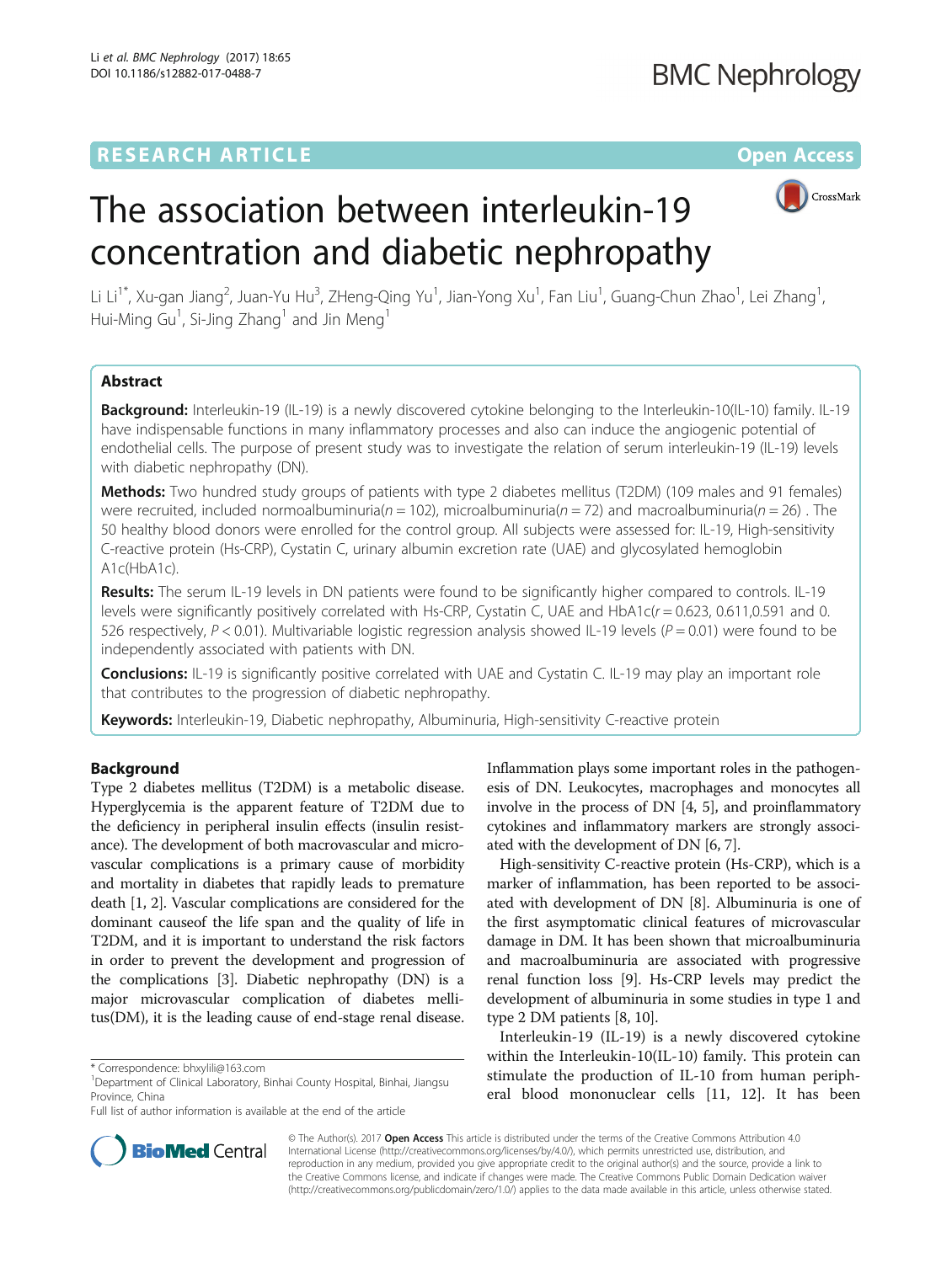RESEARCH ARTICLE

Open Access

# The association between interleukin-19 concentration and diabetic nephropathy

Li Li[1*], Xu-gan Jiang[2], Juan-Yu Hu[3], ZHeng-Qing Yu[1], Jian-Yong Xu[1], Fan Liu[1], Guang-Chun Zhao[1], Lei Zhang[1], Hui-Ming Gu[1], Si-Jing Zhang[1] and Jin Meng[1]

## Abstract

**Background:** Interleukin-19 (IL-19) is a newly discovered cytokine belonging to the Interleukin-10(IL-10) family. IL-19 have indispensable functions in many inflammatory processes and also can induce the angiogenic potential of endothelial cells. The purpose of present study was to investigate the relation of serum interleukin-19 (IL-19) levels with diabetic nephropathy (DN).

**Methods:** Two hundred study groups of patients with type 2 diabetes mellitus (T2DM) (109 males and 91 females) were recruited, included normoalbuminuria($n = 102$), microalbuminuria($n = 72$) and macroalbuminuria($n = 26$) . The 50 healthy blood donors were enrolled for the control group. All subjects were assessed for: IL-19, High-sensitivity C-reactive protein (Hs-CRP), Cystatin C, urinary albumin excretion rate (UAE) and glycosylated hemoglobin A1c(HbA1c).

**Results:** The serum IL-19 levels in DN patients were found to be significantly higher compared to controls. IL-19 levels were significantly positively correlated with Hs-CRP, Cystatin C, UAE and HbA1c($r = 0.623$, 0.611,0.591 and 0. 526 respectively, $P < 0.01$). Multivariable logistic regression analysis showed IL-19 levels ($P = 0.01$) were found to be independently associated with patients with DN.

**Conclusions:** IL-19 is significantly positive correlated with UAE and Cystatin C. IL-19 may play an important role that contributes to the progression of diabetic nephropathy.

**Keywords:** Interleukin-19, Diabetic nephropathy, Albuminuria, High-sensitivity C-reactive protein

## Background

Type 2 diabetes mellitus (T2DM) is a metabolic disease. Hyperglycemia is the apparent feature of T2DM due to the deficiency in peripheral insulin effects (insulin resistance). The development of both macrovascular and microvascular complications is a primary cause of morbidity and mortality in diabetes that rapidly leads to premature death [1, 2]. Vascular complications are considered for the dominant causeof the life span and the quality of life in T2DM, and it is important to understand the risk factors in order to prevent the development and progression of the complications [3]. Diabetic nephropathy (DN) is a major microvascular complication of diabetes mellitus(DM), it is the leading cause of end-stage renal disease. Inflammation plays some important roles in the pathogenesis of DN. Leukocytes, macrophages and monocytes all involve in the process of DN [4, 5], and proinflammatory cytokines and inflammatory markers are strongly associated with the development of DN [6, 7].

High-sensitivity C-reactive protein (Hs-CRP), which is a marker of inflammation, has been reported to be associated with development of DN [8]. Albuminuria is one of the first asymptomatic clinical features of microvascular damage in DM. It has been shown that microalbuminuria and macroalbuminuria are associated with progressive renal function loss [9]. Hs-CRP levels may predict the development of albuminuria in some studies in type 1 and type 2 DM patients [8, 10].

Interleukin-19 (IL-19) is a newly discovered cytokine within the Interleukin-10(IL-10) family. This protein can stimulate the production of IL-10 from human peripheral blood mononuclear cells [11, 12]. It has been

\* Correspondence: bhxylili@163.com
[1]Department of Clinical Laboratory, Binhai County Hospital, Binhai, Jiangsu Province, China
Full list of author information is available at the end of the article

© The Author(s). 2017 **Open Access** This article is distributed under the terms of the Creative Commons Attribution 4.0 International License (http://creativecommons.org/licenses/by/4.0/), which permits unrestricted use, distribution, and reproduction in any medium, provided you give appropriate credit to the original author(s) and the source, provide a link to the Creative Commons license, and indicate if changes were made. The Creative Commons Public Domain Dedication waiver (http://creativecommons.org/publicdomain/zero/1.0/) applies to the data made available in this article, unless otherwise stated.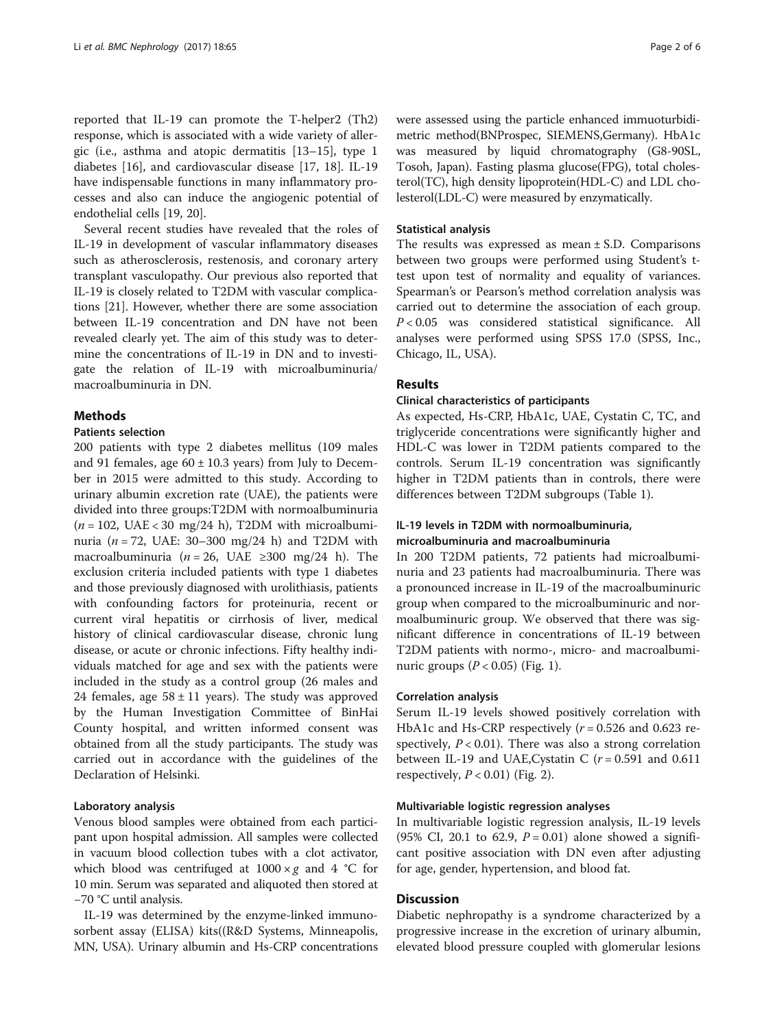reported that IL-19 can promote the T-helper2 (Th2) response, which is associated with a wide variety of allergic (i.e., asthma and atopic dermatitis [13–15], type 1 diabetes [16], and cardiovascular disease [17, 18]. IL-19 have indispensable functions in many inflammatory processes and also can induce the angiogenic potential of endothelial cells [19, 20].

Several recent studies have revealed that the roles of IL-19 in development of vascular inflammatory diseases such as atherosclerosis, restenosis, and coronary artery transplant vasculopathy. Our previous also reported that IL-19 is closely related to T2DM with vascular complications [21]. However, whether there are some association between IL-19 concentration and DN have not been revealed clearly yet. The aim of this study was to determine the concentrations of IL-19 in DN and to investigate the relation of IL-19 with microalbuminuria/macroalbuminuria in DN.

## Methods

### Patients selection

200 patients with type 2 diabetes mellitus (109 males and 91 females, age $60 \pm 10.3$ years) from July to December in 2015 were admitted to this study. According to urinary albumin excretion rate (UAE), the patients were divided into three groups:T2DM with normoalbuminuria ($n = 102$, UAE < 30 mg/24 h), T2DM with microalbuminuria ($n = 72$, UAE: 30–300 mg/24 h) and T2DM with macroalbuminuria ($n = 26$, UAE ≥300 mg/24 h). The exclusion criteria included patients with type 1 diabetes and those previously diagnosed with urolithiasis, patients with confounding factors for proteinuria, recent or current viral hepatitis or cirrhosis of liver, medical history of clinical cardiovascular disease, chronic lung disease, or acute or chronic infections. Fifty healthy individuals matched for age and sex with the patients were included in the study as a control group (26 males and 24 females, age $58 \pm 11$ years). The study was approved by the Human Investigation Committee of BinHai County hospital, and written informed consent was obtained from all the study participants. The study was carried out in accordance with the guidelines of the Declaration of Helsinki.

### Laboratory analysis

Venous blood samples were obtained from each participant upon hospital admission. All samples were collected in vacuum blood collection tubes with a clot activator, which blood was centrifuged at $1000 \times g$ and 4 °C for 10 min. Serum was separated and aliquoted then stored at −70 °C until analysis.

IL-19 was determined by the enzyme-linked immunosorbent assay (ELISA) kits((R&D Systems, Minneapolis, MN, USA). Urinary albumin and Hs-CRP concentrations were assessed using the particle enhanced immuoturbidimetric method(BNProspec, SIEMENS,Germany). HbA1c was measured by liquid chromatography (G8-90SL, Tosoh, Japan). Fasting plasma glucose(FPG), total cholesterol(TC), high density lipoprotein(HDL-C) and LDL cholesterol(LDL-C) were measured by enzymatically.

### Statistical analysis

The results was expressed as mean ± S.D. Comparisons between two groups were performed using Student's t-test upon test of normality and equality of variances. Spearman's or Pearson's method correlation analysis was carried out to determine the association of each group. $P < 0.05$ was considered statistical significance. All analyses were performed using SPSS 17.0 (SPSS, Inc., Chicago, IL, USA).

## Results

### Clinical characteristics of participants

As expected, Hs-CRP, HbA1c, UAE, Cystatin C, TC, and triglyceride concentrations were significantly higher and HDL-C was lower in T2DM patients compared to the controls. Serum IL-19 concentration was significantly higher in T2DM patients than in controls, there were differences between T2DM subgroups (Table 1).

### IL-19 levels in T2DM with normoalbuminuria, microalbuminuria and macroalbuminuria

In 200 T2DM patients, 72 patients had microalbuminuria and 23 patients had macroalbuminuria. There was a pronounced increase in IL-19 of the macroalbuminuric group when compared to the microalbuminuric and normoalbuminuric group. We observed that there was significant difference in concentrations of IL-19 between T2DM patients with normo-, micro- and macroalbuminuric groups ($P < 0.05$) (Fig. 1).

### Correlation analysis

Serum IL-19 levels showed positively correlation with HbA1c and Hs-CRP respectively ($r = 0.526$ and 0.623 respectively, $P < 0.01$). There was also a strong correlation between IL-19 and UAE,Cystatin C ($r = 0.591$ and 0.611 respectively, $P < 0.01$) (Fig. 2).

### Multivariable logistic regression analyses

In multivariable logistic regression analysis, IL-19 levels (95% CI, 20.1 to 62.9, $P = 0.01$) alone showed a significant positive association with DN even after adjusting for age, gender, hypertension, and blood fat.

## Discussion

Diabetic nephropathy is a syndrome characterized by a progressive increase in the excretion of urinary albumin, elevated blood pressure coupled with glomerular lesions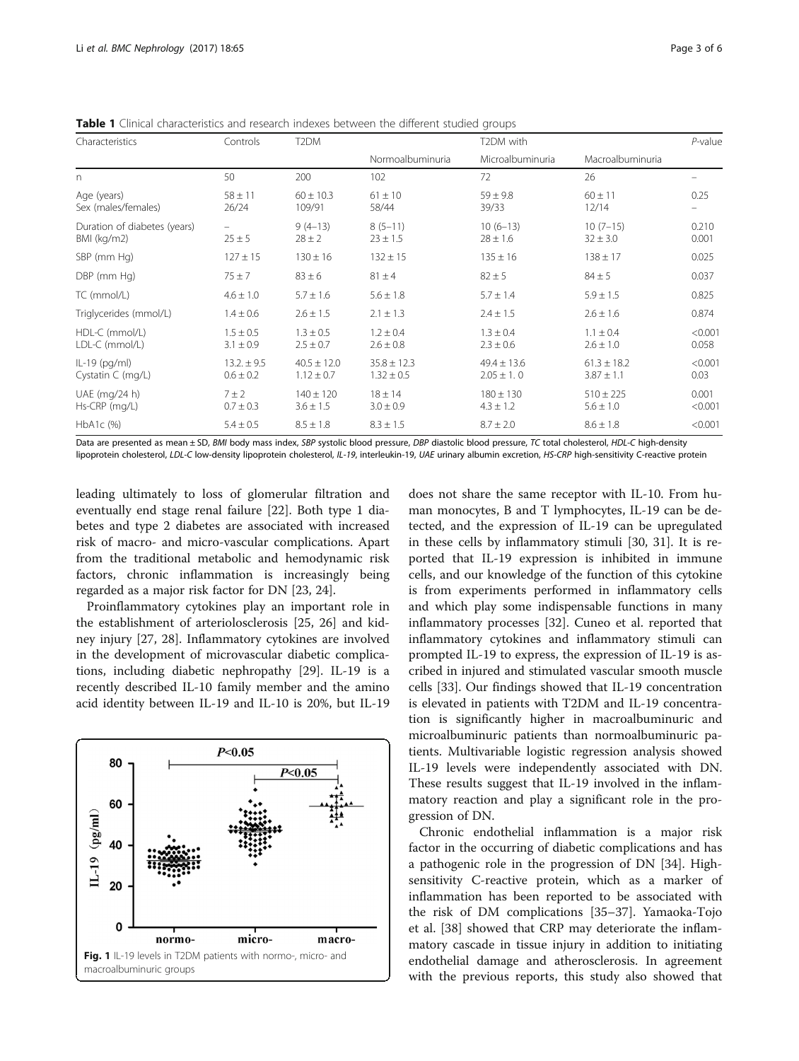**Table 1** Clinical characteristics and research indexes between the different studied groups

| Characteristics | Controls | T2DM | T2DM with | | | P-value |
|---|---|---|---|---|---|---|
| | | | Normoalbuminuria | Microalbuminuria | Macroalbuminuria | |
| n | 50 | 200 | 102 | 72 | 26 | – |
| Age (years) | 58 ± 11 | 60 ± 10.3 | 61 ± 10 | 59 ± 9.8 | 60 ± 11 | 0.25 |
| Sex (males/females) | 26/24 | 109/91 | 58/44 | 39/33 | 12/14 | – |
| Duration of diabetes (years) | – | 9 (4–13) | 8 (5–11) | 10 (6–13) | 10 (7–15) | 0.210 |
| BMI (kg/m2) | 25 ± 5 | 28 ± 2 | 23 ± 1.5 | 28 ± 1.6 | 32 ± 3.0 | 0.001 |
| SBP (mm Hg) | 127 ± 15 | 130 ± 16 | 132 ± 15 | 135 ± 16 | 138 ± 17 | 0.025 |
| DBP (mm Hg) | 75 ± 7 | 83 ± 6 | 81 ± 4 | 82 ± 5 | 84 ± 5 | 0.037 |
| TC (mmol/L) | 4.6 ± 1.0 | 5.7 ± 1.6 | 5.6 ± 1.8 | 5.7 ± 1.4 | 5.9 ± 1.5 | 0.825 |
| Triglycerides (mmol/L) | 1.4 ± 0.6 | 2.6 ± 1.5 | 2.1 ± 1.3 | 2.4 ± 1.5 | 2.6 ± 1.6 | 0.874 |
| HDL-C (mmol/L) | 1.5 ± 0.5 | 1.3 ± 0.5 | 1.2 ± 0.4 | 1.3 ± 0.4 | 1.1 ± 0.4 | <0.001 |
| LDL-C (mmol/L) | 3.1 ± 0.9 | 2.5 ± 0.7 | 2.6 ± 0.8 | 2.3 ± 0.6 | 2.6 ± 1.0 | 0.058 |
| IL-19 (pg/ml) | 13.2. ± 9.5 | 40.5 ± 12.0 | 35.8 ± 12.3 | 49.4 ± 13.6 | 61.3 ± 18.2 | <0.001 |
| Cystatin C (mg/L) | 0.6 ± 0.2 | 1.12 ± 0.7 | 1.32 ± 0.5 | 2.05 ± 1. 0 | 3.87 ± 1.1 | 0.03 |
| UAE (mg/24 h) | 7 ± 2 | 140 ± 120 | 18 ± 14 | 180 ± 130 | 510 ± 225 | 0.001 |
| Hs-CRP (mg/L) | 0.7 ± 0.3 | 3.6 ± 1.5 | 3.0 ± 0.9 | 4.3 ± 1.2 | 5.6 ± 1.0 | <0.001 |
| HbA1c (%) | 5.4 ± 0.5 | 8.5 ± 1.8 | 8.3 ± 1.5 | 8.7 ± 2.0 | 8.6 ± 1.8 | <0.001 |

Data are presented as mean ± SD, *BMI* body mass index, *SBP* systolic blood pressure, *DBP* diastolic blood pressure, *TC* total cholesterol, *HDL-C* high-density lipoprotein cholesterol, *LDL-C* low-density lipoprotein cholesterol, *IL-19*, interleukin-19, *UAE* urinary albumin excretion, *HS-CRP* high-sensitivity C-reactive protein

leading ultimately to loss of glomerular filtration and eventually end stage renal failure [22]. Both type 1 diabetes and type 2 diabetes are associated with increased risk of macro- and micro-vascular complications. Apart from the traditional metabolic and hemodynamic risk factors, chronic inflammation is increasingly being regarded as a major risk factor for DN [23, 24].

Proinflammatory cytokines play an important role in the establishment of arteriolosclerosis [25, 26] and kidney injury [27, 28]. Inflammatory cytokines are involved in the development of microvascular diabetic complications, including diabetic nephropathy [29]. IL-19 is a recently described IL-10 family member and the amino acid identity between IL-19 and IL-10 is 20%, but IL-19 does not share the same receptor with IL-10. From human monocytes, B and T lymphocytes, IL-19 can be detected, and the expression of IL-19 can be upregulated in these cells by inflammatory stimuli [30, 31]. It is reported that IL-19 expression is inhibited in immune cells, and our knowledge of the function of this cytokine is from experiments performed in inflammatory cells and which play some indispensable functions in many inflammatory processes [32]. Cuneo et al. reported that inflammatory cytokines and inflammatory stimuli can prompted IL-19 to express, the expression of IL-19 is ascribed in injured and stimulated vascular smooth muscle cells [33]. Our findings showed that IL-19 concentration is elevated in patients with T2DM and IL-19 concentration is significantly higher in macroalbuminuric and microalbuminuric patients than normoalbuminuric patients. Multivariable logistic regression analysis showed IL-19 levels were independently associated with DN. These results suggest that IL-19 involved in the inflammatory reaction and play a significant role in the progression of DN.

**Fig. 1** IL-19 levels in T2DM patients with normo-, micro- and macroalbuminuric groups

Chronic endothelial inflammation is a major risk factor in the occurring of diabetic complications and has a pathogenic role in the progression of DN [34]. High-sensitivity C-reactive protein, which as a marker of inflammation has been reported to be associated with the risk of DM complications [35–37]. Yamaoka-Tojo et al. [38] showed that CRP may deteriorate the inflammatory cascade in tissue injury in addition to initiating endothelial damage and atherosclerosis. In agreement with the previous reports, this study also showed that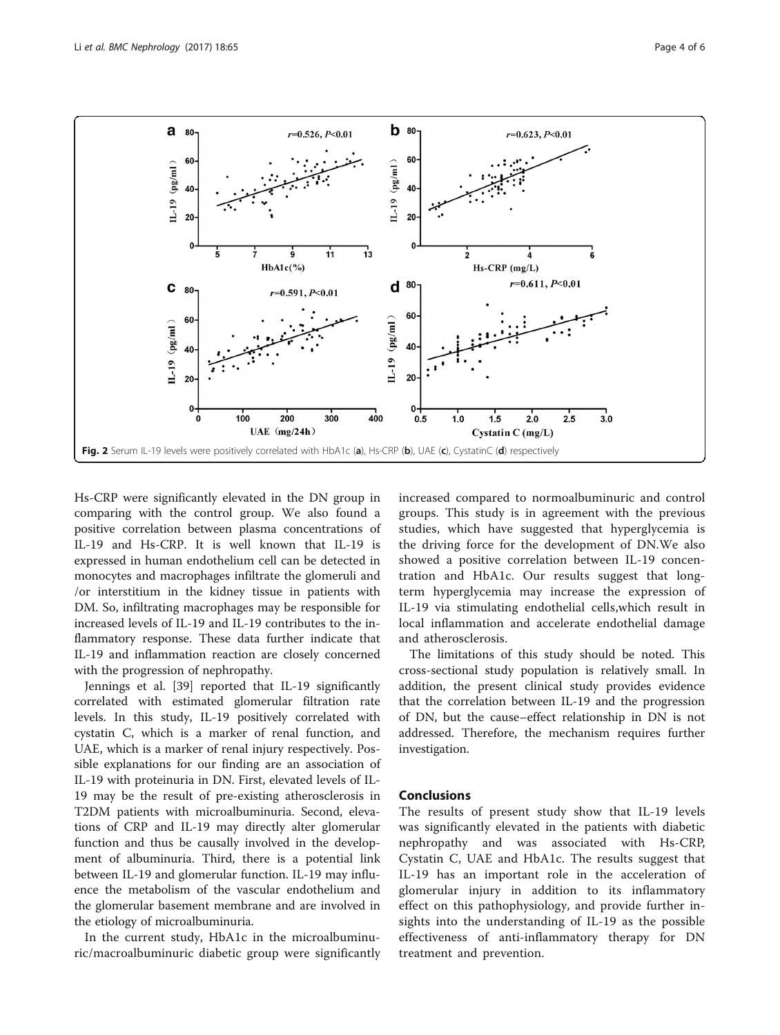Fig. 2 Serum IL-19 levels were positively correlated with HbA1c (a), Hs-CRP (b), UAE (c), CystatinC (d) respectively

Hs-CRP were significantly elevated in the DN group in comparing with the control group. We also found a positive correlation between plasma concentrations of IL-19 and Hs-CRP. It is well known that IL-19 is expressed in human endothelium cell can be detected in monocytes and macrophages infiltrate the glomeruli and /or interstitium in the kidney tissue in patients with DM. So, infiltrating macrophages may be responsible for increased levels of IL-19 and IL-19 contributes to the inflammatory response. These data further indicate that IL-19 and inflammation reaction are closely concerned with the progression of nephropathy.

Jennings et al. [39] reported that IL-19 significantly correlated with estimated glomerular filtration rate levels. In this study, IL-19 positively correlated with cystatin C, which is a marker of renal function, and UAE, which is a marker of renal injury respectively. Possible explanations for our finding are an association of IL-19 with proteinuria in DN. First, elevated levels of IL-19 may be the result of pre-existing atherosclerosis in T2DM patients with microalbuminuria. Second, elevations of CRP and IL-19 may directly alter glomerular function and thus be causally involved in the development of albuminuria. Third, there is a potential link between IL-19 and glomerular function. IL-19 may influence the metabolism of the vascular endothelium and the glomerular basement membrane and are involved in the etiology of microalbuminuria.

In the current study, HbA1c in the microalbuminuric/macroalbuminuric diabetic group were significantly increased compared to normoalbuminuric and control groups. This study is in agreement with the previous studies, which have suggested that hyperglycemia is the driving force for the development of DN.We also showed a positive correlation between IL-19 concentration and HbA1c. Our results suggest that long-term hyperglycemia may increase the expression of IL-19 via stimulating endothelial cells,which result in local inflammation and accelerate endothelial damage and atherosclerosis.

The limitations of this study should be noted. This cross-sectional study population is relatively small. In addition, the present clinical study provides evidence that the correlation between IL-19 and the progression of DN, but the cause–effect relationship in DN is not addressed. Therefore, the mechanism requires further investigation.

## Conclusions

The results of present study show that IL-19 levels was significantly elevated in the patients with diabetic nephropathy and was associated with Hs-CRP, Cystatin C, UAE and HbA1c. The results suggest that IL-19 has an important role in the acceleration of glomerular injury in addition to its inflammatory effect on this pathophysiology, and provide further insights into the understanding of IL-19 as the possible effectiveness of anti-inflammatory therapy for DN treatment and prevention.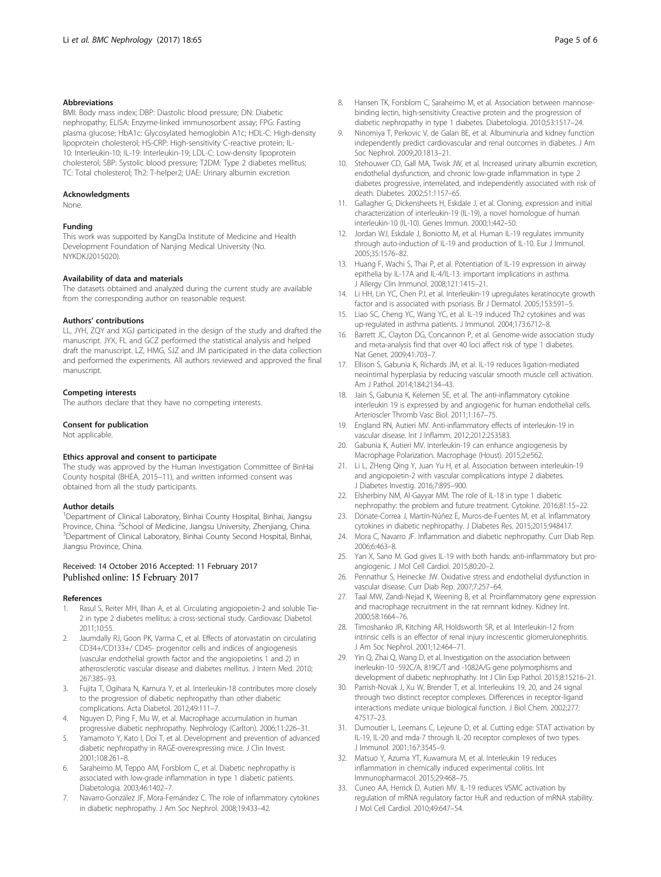### Abbreviations

BMI: Body mass index; DBP: Diastolic blood pressure; DN: Diabetic nephropathy; ELISA: Enzyme-linked immunosorbent assay; FPG: Fasting plasma glucose; HbA1c: Glycosylated hemoglobin A1c; HDL-C: High-density lipoprotein cholesterol; HS-CRP: High-sensitivity C-reactive protein; IL-10: Interleukin-10; IL-19: Interleukin-19; LDL-C: Low-density lipoprotein cholesterol; SBP: Systolic blood pressure; T2DM: Type 2 diabetes mellitus; TC: Total cholesterol; Th2: T-helper2; UAE: Urinary albumin excretion

### Acknowledgments

None.

### Funding

This work was supported by KangDa Institute of Medicine and Health Development Foundation of Nanjing Medical University (No. NYKDKJ2015020).

### Availability of data and materials

The datasets obtained and analyzed during the current study are available from the corresponding author on reasonable request.

### Authors' contributions

LL, JYH, ZQY and XGJ participated in the design of the study and drafted the manuscript. JYX, FL and GCZ performed the statistical analysis and helped draft the manuscript. LZ, HMG, SJZ and JM participated in the data collection and performed the experiments. All authors reviewed and approved the final manuscript.

### Competing interests

The authors declare that they have no competing interests.

### Consent for publication

Not applicable.

### Ethics approval and consent to participate

The study was approved by the Human Investigation Committee of BinHai County hospital (BHEA, 2015–11), and written informed consent was obtained from all the study participants.

### Author details

[1]Department of Clinical Laboratory, Binhai County Hospital, Binhai, Jiangsu Province, China. [2]School of Medicine, Jiangsu University, Zhenjiang, China. [3]Department of Clinical Laboratory, Binhai County Second Hospital, Binhai, Jiangsu Province, China.

Received: 14 October 2016 Accepted: 11 February 2017
Published online: 15 February 2017

### References

1. Rasul S, Reiter MH, Ilhan A, et al. Circulating angiopoietin-2 and soluble Tie-2 in type 2 diabetes mellitus: a cross-sectional study. Cardiovasc Diabetol. 2011;10:55.
2. Jaumdally RJ, Goon PK, Varma C, et al. Effects of atorvastatin on circulating CD34+/CD133+/ CD45- progenitor cells and indices of angiogenesis (vascular endothelial growth factor and the angiopoietins 1 and 2) in atherosclerotic vascular disease and diabetes mellitus. J Intern Med. 2010; 267:385–93.
3. Fujita T, Ogihara N, Kamura Y, et al. Interleukin-18 contributes more closely to the progression of diabetic nephropathy than other diabetic complications. Acta Diabetol. 2012;49:111–7.
4. Nguyen D, Ping F, Mu W, et al. Macrophage accumulation in human progressive diabetic nephropathy. Nephrology (Carlton). 2006;11:226–31.
5. Yamamoto Y, Kato I, Doi T, et al. Development and prevention of advanced diabetic nephropathy in RAGE-overexpressing mice. J Clin Invest. 2001;108:261–8.
6. Saraheimo M, Teppo AM, Forsblom C, et al. Diabetic nephropathy is associated with low-grade inflammation in type 1 diabetic patients. Diabetologia. 2003;46:1402–7.
7. Navarro-González JF, Mora-Fernández C. The role of inflammatory cytokines in diabetic nephropathy. J Am Soc Nephrol. 2008;19:433–42.
8. Hansen TK, Forsblom C, Saraheimo M, et al. Association between mannose-binding lectin, high-sensitivity Creactive protein and the progression of diabetic nephropathy in type 1 diabetes. Diabetologia. 2010;53:1517–24.
9. Ninomiya T, Perkovic V, de Galan BE, et al. Albuminuria and kidney function independently predict cardiovascular and renal outcomes in diabetes. J Am Soc Nephrol. 2009;20:1813–21.
10. Stehouwer CD, Gall MA, Twisk JW, et al. Increased urinary albumin excretion, endothelial dysfunction, and chronic low-grade inflammation in type 2 diabetes progressive, interrelated, and independently associated with risk of death. Diabetes. 2002;51:1157–65.
11. Gallagher G, Dickensheets H, Eskdale J, et al. Cloning, expression and initial characterization of interleukin-19 (IL-19), a novel homologue of human interleukin-10 (IL-10). Genes Immun. 2000;1:442–50.
12. Jordan WJ, Eskdale J, Boniotto M, et al. Human IL-19 regulates immunity through auto-induction of IL-19 and production of IL-10. Eur J Immunol. 2005;35:1576–82.
13. Huang F, Wachi S, Thai P, et al. Potentiation of IL-19 expression in airway epithelia by IL-17A and IL-4/IL-13: important implications in asthma. J Allergy Clin Immunol. 2008;121:1415–21.
14. Li HH, Lin YC, Chen PJ, et al. Interleukin-19 upregulates keratinocyte growth factor and is associated with psoriasis. Br J Dermatol. 2005;153:591–5.
15. Liao SC, Cheng YC, Wang YC, et al. IL-19 induced Th2 cytokines and was up-regulated in asthma patients. J Immunol. 2004;173:6712–8.
16. Barrett JC, Clayton DG, Concannon P, et al. Genome-wide association study and meta-analysis find that over 40 loci affect risk of type 1 diabetes. Nat Genet. 2009;41:703–7.
17. Ellison S, Gabunia K, Richards JM, et al. IL-19 reduces ligation-mediated neointimal hyperplasia by reducing vascular smooth muscle cell activation. Am J Pathol. 2014;184:2134–43.
18. Jain S, Gabunia K, Kelemen SE, et al. The anti-inflammatory cytokine interleukin 19 is expressed by and angiogenic for human endothelial cells. Arterioscler Thromb Vasc Biol. 2011;1:167–75.
19. England RN, Autieri MV. Anti-inflammatory effects of interleukin-19 in vascular disease. Int J Inflamm. 2012;2012:253583.
20. Gabunia K, Autieri MV. Interleukin-19 can enhance angiogenesis by Macrophage Polarization. Macrophage (Houst). 2015;2:e562.
21. Li L, ZHeng Qing Y, Juan Yu H, et al. Association between interleukin-19 and angiopoietin-2 with vascular complications intype 2 diabetes. J Diabetes Investig. 2016;7:895–900.
22. Elsherbiny NM, Al-Gayyar MM. The role of IL-18 in type 1 diabetic nephropathy: the problem and future treatment. Cytokine. 2016;81:15–22.
23. Donate-Correa J, Martín-Núñez E, Muros-de-Fuentes M, et al. Inflammatory cytokines in diabetic nephropathy. J Diabetes Res. 2015;2015:948417.
24. Mora C, Navarro JF. Inflammation and diabetic nephropathy. Curr Diab Rep. 2006;6:463–8.
25. Yan X, Sano M. God gives IL-19 with both hands: anti-inflammatory but pro-angiogenic. J Mol Cell Cardiol. 2015;80:20–2.
26. Pennathur S, Heinecke JW. Oxidative stress and endothelial dysfunction in vascular disease. Curr Diab Rep. 2007;7:257–64.
27. Taal MW, Zandi-Nejad K, Weening B, et al. Proinflammatory gene expression and macrophage recruitment in the rat remnant kidney. Kidney Int. 2000;58:1664–76.
28. Timoshanko JR, Kitching AR, Holdsworth SR, et al. Interleukin-12 from intrinsic cells is an effector of renal injury increscentic glomerulonephritis. J Am Soc Nephrol. 2001;12:464–71.
29. Yin Q, Zhai Q, Wang D, et al. Investigation on the association between inerleukin-10 -592C/A, 819C/T and -1082A/G gene polymorphisms and development of diabetic nephropathy. Int J Clin Exp Pathol. 2015;8:15216–21.
30. Parrish-Novak J, Xu W, Brender T, et al. Interleukins 19, 20, and 24 signal through two distinct receptor complexes. Differences in receptor-ligand interactions mediate unique biological function. J Biol Chem. 2002;277: 47517–23.
31. Dumoutier L, Leemans C, Lejeune D, et al. Cutting edge: STAT activation by IL-19, IL-20 and mda-7 through IL-20 receptor complexes of two types. J Immunol. 2001;167:3545–9.
32. Matsuo Y, Azuma YT, Kuwamura M, et al. Interleukin 19 reduces inflammation in chemically induced experimental colitis. Int Immunopharmacol. 2015;29:468–75.
33. Cuneo AA, Herrick D, Autieri MV. IL-19 reduces VSMC activation by regulation of mRNA regulatory factor HuR and reduction of mRNA stability. J Mol Cell Cardiol. 2010;49:647–54.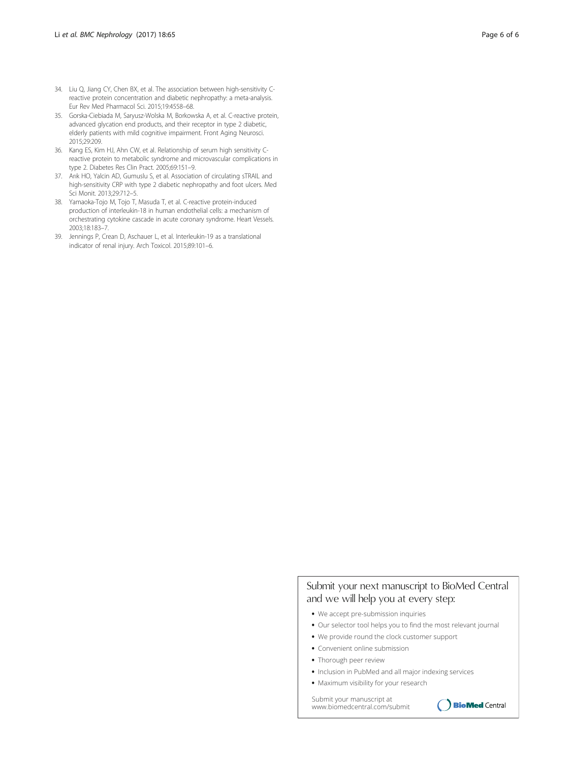34. Liu Q, Jiang CY, Chen BX, et al. The association between high-sensitivity C-reactive protein concentration and diabetic nephropathy: a meta-analysis. Eur Rev Med Pharmacol Sci. 2015;19:4558–68.
35. Gorska-Ciebiada M, Saryusz-Wolska M, Borkowska A, et al. C-reactive protein, advanced glycation end products, and their receptor in type 2 diabetic, elderly patients with mild cognitive impairment. Front Aging Neurosci. 2015;29:209.
36. Kang ES, Kim HJ, Ahn CW, et al. Relationship of serum high sensitivity C-reactive protein to metabolic syndrome and microvascular complications in type 2. Diabetes Res Clin Pract. 2005;69:151–9.
37. Arık HO, Yalcin AD, Gumuslu S, et al. Association of circulating sTRAIL and high-sensitivity CRP with type 2 diabetic nephropathy and foot ulcers. Med Sci Monit. 2013;29:712–5.
38. Yamaoka-Tojo M, Tojo T, Masuda T, et al. C-reactive protein-induced production of interleukin-18 in human endothelial cells: a mechanism of orchestrating cytokine cascade in acute coronary syndrome. Heart Vessels. 2003;18:183–7.
39. Jennings P, Crean D, Aschauer L, et al. Interleukin-19 as a translational indicator of renal injury. Arch Toxicol. 2015;89:101–6.

Submit your next manuscript to BioMed Central and we will help you at every step:

- We accept pre-submission inquiries
- Our selector tool helps you to find the most relevant journal
- We provide round the clock customer support
- Convenient online submission
- Thorough peer review
- Inclusion in PubMed and all major indexing services
- Maximum visibility for your research

Submit your manuscript at www.biomedcentral.com/submit

BioMed Central